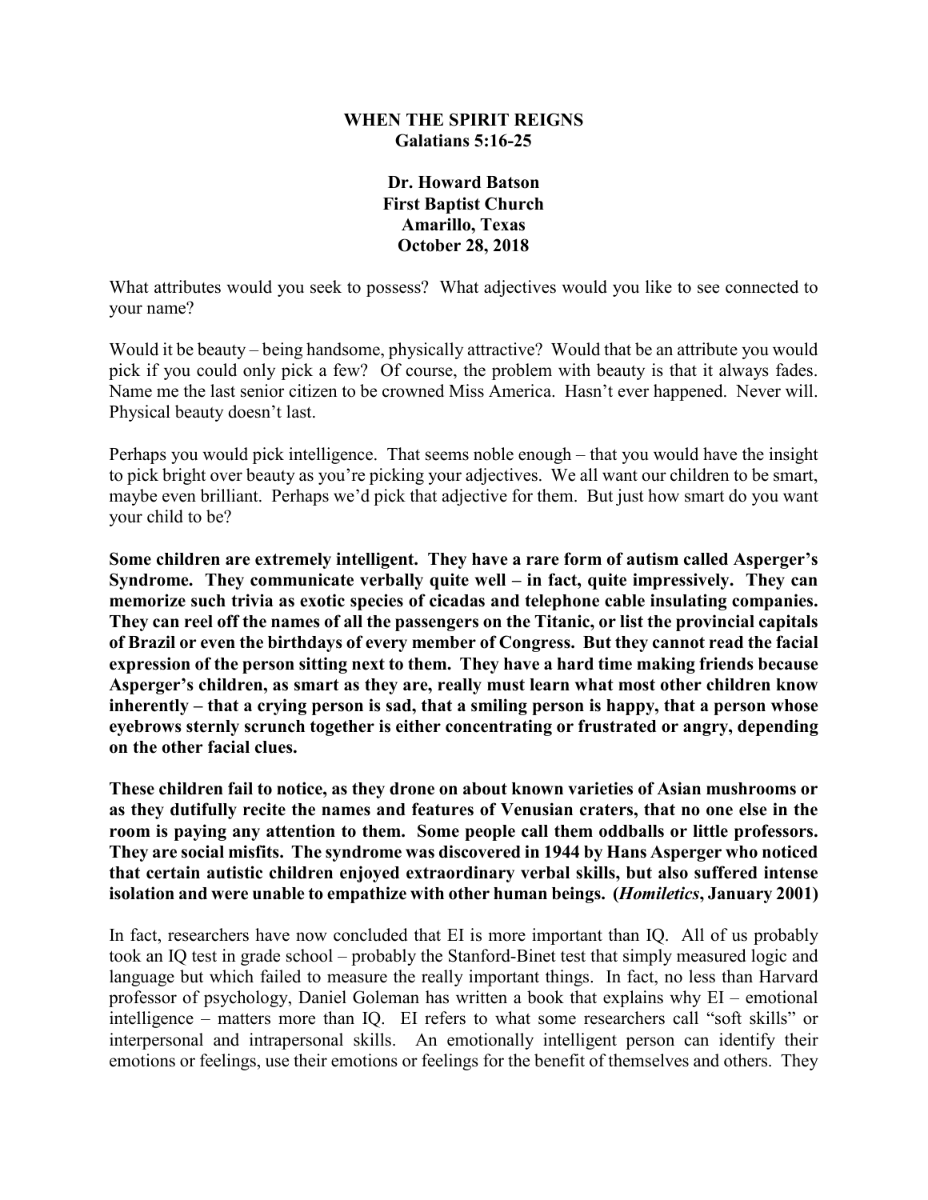**WHEN THE SPIRIT REIGNS**
**Galatians 5:16-25**

**Dr. Howard Batson**
**First Baptist Church**
**Amarillo, Texas**
**October 28, 2018**

What attributes would you seek to possess? What adjectives would you like to see connected to your name?

Would it be beauty – being handsome, physically attractive? Would that be an attribute you would pick if you could only pick a few? Of course, the problem with beauty is that it always fades. Name me the last senior citizen to be crowned Miss America. Hasn't ever happened. Never will. Physical beauty doesn't last.

Perhaps you would pick intelligence. That seems noble enough – that you would have the insight to pick bright over beauty as you're picking your adjectives. We all want our children to be smart, maybe even brilliant. Perhaps we'd pick that adjective for them. But just how smart do you want your child to be?

**Some children are extremely intelligent. They have a rare form of autism called Asperger's Syndrome. They communicate verbally quite well – in fact, quite impressively. They can memorize such trivia as exotic species of cicadas and telephone cable insulating companies. They can reel off the names of all the passengers on the Titanic, or list the provincial capitals of Brazil or even the birthdays of every member of Congress. But they cannot read the facial expression of the person sitting next to them. They have a hard time making friends because Asperger's children, as smart as they are, really must learn what most other children know inherently – that a crying person is sad, that a smiling person is happy, that a person whose eyebrows sternly scrunch together is either concentrating or frustrated or angry, depending on the other facial clues.**

**These children fail to notice, as they drone on about known varieties of Asian mushrooms or as they dutifully recite the names and features of Venusian craters, that no one else in the room is paying any attention to them. Some people call them oddballs or little professors. They are social misfits. The syndrome was discovered in 1944 by Hans Asperger who noticed that certain autistic children enjoyed extraordinary verbal skills, but also suffered intense isolation and were unable to empathize with other human beings. (*Homiletics*, January 2001)**

In fact, researchers have now concluded that EI is more important than IQ. All of us probably took an IQ test in grade school – probably the Stanford-Binet test that simply measured logic and language but which failed to measure the really important things. In fact, no less than Harvard professor of psychology, Daniel Goleman has written a book that explains why EI – emotional intelligence – matters more than IQ. EI refers to what some researchers call "soft skills" or interpersonal and intrapersonal skills. An emotionally intelligent person can identify their emotions or feelings, use their emotions or feelings for the benefit of themselves and others. They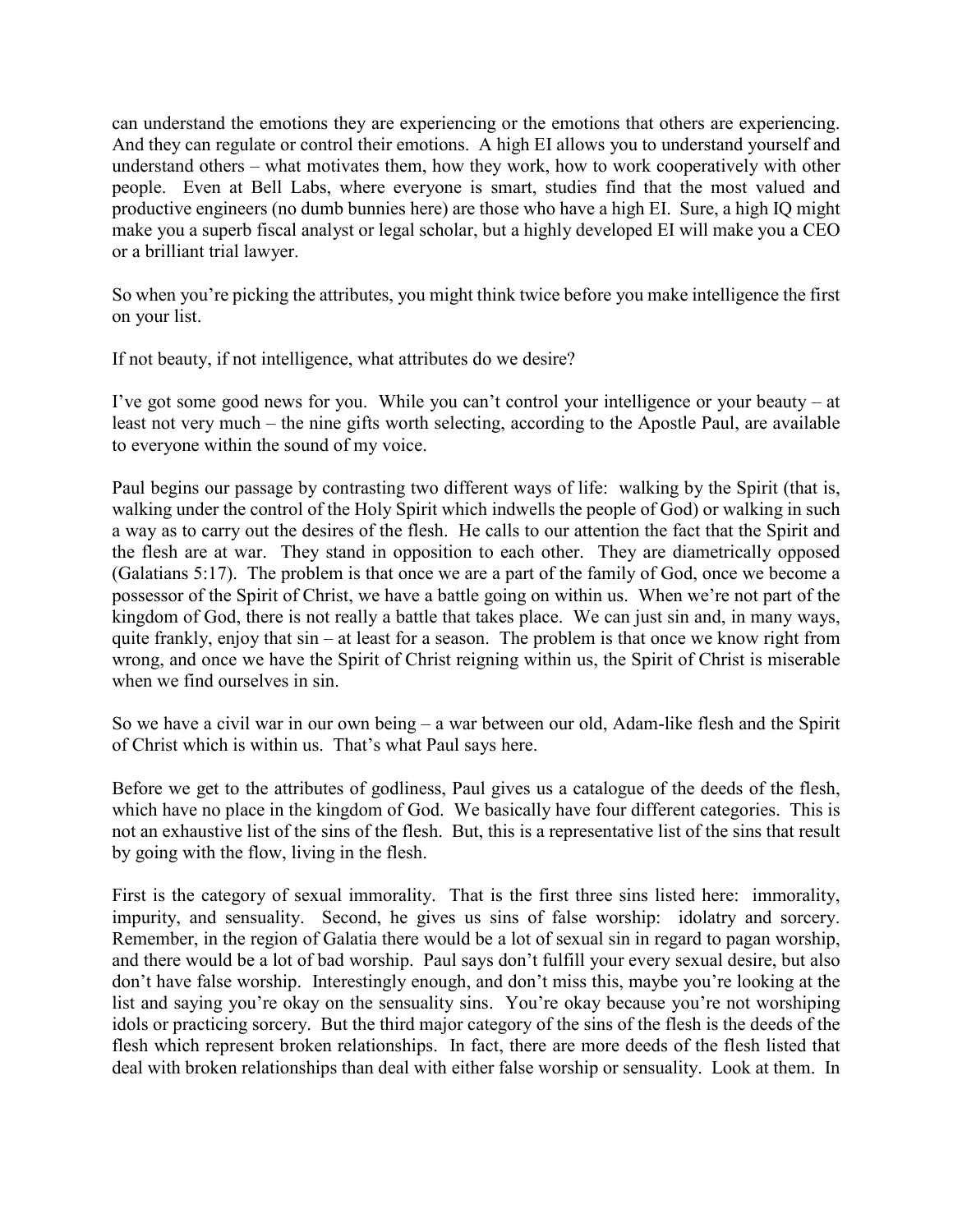can understand the emotions they are experiencing or the emotions that others are experiencing. And they can regulate or control their emotions. A high EI allows you to understand yourself and understand others – what motivates them, how they work, how to work cooperatively with other people. Even at Bell Labs, where everyone is smart, studies find that the most valued and productive engineers (no dumb bunnies here) are those who have a high EI. Sure, a high IQ might make you a superb fiscal analyst or legal scholar, but a highly developed EI will make you a CEO or a brilliant trial lawyer.

So when you're picking the attributes, you might think twice before you make intelligence the first on your list.

If not beauty, if not intelligence, what attributes do we desire?

I've got some good news for you. While you can't control your intelligence or your beauty – at least not very much – the nine gifts worth selecting, according to the Apostle Paul, are available to everyone within the sound of my voice.

Paul begins our passage by contrasting two different ways of life: walking by the Spirit (that is, walking under the control of the Holy Spirit which indwells the people of God) or walking in such a way as to carry out the desires of the flesh. He calls to our attention the fact that the Spirit and the flesh are at war. They stand in opposition to each other. They are diametrically opposed (Galatians 5:17). The problem is that once we are a part of the family of God, once we become a possessor of the Spirit of Christ, we have a battle going on within us. When we're not part of the kingdom of God, there is not really a battle that takes place. We can just sin and, in many ways, quite frankly, enjoy that sin – at least for a season. The problem is that once we know right from wrong, and once we have the Spirit of Christ reigning within us, the Spirit of Christ is miserable when we find ourselves in sin.

So we have a civil war in our own being – a war between our old, Adam-like flesh and the Spirit of Christ which is within us. That's what Paul says here.

Before we get to the attributes of godliness, Paul gives us a catalogue of the deeds of the flesh, which have no place in the kingdom of God. We basically have four different categories. This is not an exhaustive list of the sins of the flesh. But, this is a representative list of the sins that result by going with the flow, living in the flesh.

First is the category of sexual immorality. That is the first three sins listed here: immorality, impurity, and sensuality. Second, he gives us sins of false worship: idolatry and sorcery. Remember, in the region of Galatia there would be a lot of sexual sin in regard to pagan worship, and there would be a lot of bad worship. Paul says don't fulfill your every sexual desire, but also don't have false worship. Interestingly enough, and don't miss this, maybe you're looking at the list and saying you're okay on the sensuality sins. You're okay because you're not worshiping idols or practicing sorcery. But the third major category of the sins of the flesh is the deeds of the flesh which represent broken relationships. In fact, there are more deeds of the flesh listed that deal with broken relationships than deal with either false worship or sensuality. Look at them. In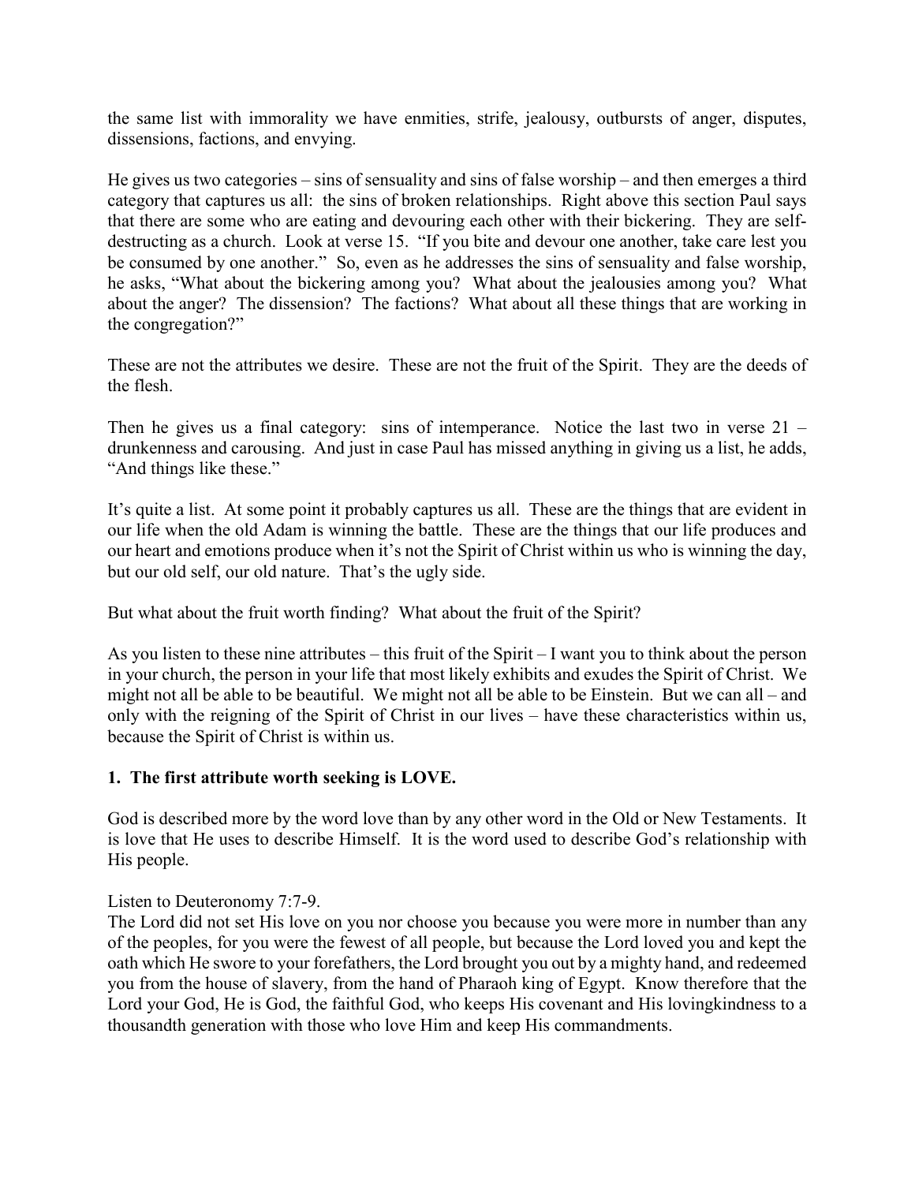the same list with immorality we have enmities, strife, jealousy, outbursts of anger, disputes, dissensions, factions, and envying.

He gives us two categories – sins of sensuality and sins of false worship – and then emerges a third category that captures us all: the sins of broken relationships. Right above this section Paul says that there are some who are eating and devouring each other with their bickering. They are self-destructing as a church. Look at verse 15. "If you bite and devour one another, take care lest you be consumed by one another." So, even as he addresses the sins of sensuality and false worship, he asks, "What about the bickering among you? What about the jealousies among you? What about the anger? The dissension? The factions? What about all these things that are working in the congregation?"

These are not the attributes we desire. These are not the fruit of the Spirit. They are the deeds of the flesh.

Then he gives us a final category: sins of intemperance. Notice the last two in verse 21 – drunkenness and carousing. And just in case Paul has missed anything in giving us a list, he adds, "And things like these."

It's quite a list. At some point it probably captures us all. These are the things that are evident in our life when the old Adam is winning the battle. These are the things that our life produces and our heart and emotions produce when it's not the Spirit of Christ within us who is winning the day, but our old self, our old nature. That's the ugly side.

But what about the fruit worth finding? What about the fruit of the Spirit?

As you listen to these nine attributes – this fruit of the Spirit – I want you to think about the person in your church, the person in your life that most likely exhibits and exudes the Spirit of Christ. We might not all be able to be beautiful. We might not all be able to be Einstein. But we can all – and only with the reigning of the Spirit of Christ in our lives – have these characteristics within us, because the Spirit of Christ is within us.

**1. The first attribute worth seeking is LOVE.**

God is described more by the word love than by any other word in the Old or New Testaments. It is love that He uses to describe Himself. It is the word used to describe God's relationship with His people.

Listen to Deuteronomy 7:7-9.
The Lord did not set His love on you nor choose you because you were more in number than any of the peoples, for you were the fewest of all people, but because the Lord loved you and kept the oath which He swore to your forefathers, the Lord brought you out by a mighty hand, and redeemed you from the house of slavery, from the hand of Pharaoh king of Egypt. Know therefore that the Lord your God, He is God, the faithful God, who keeps His covenant and His lovingkindness to a thousandth generation with those who love Him and keep His commandments.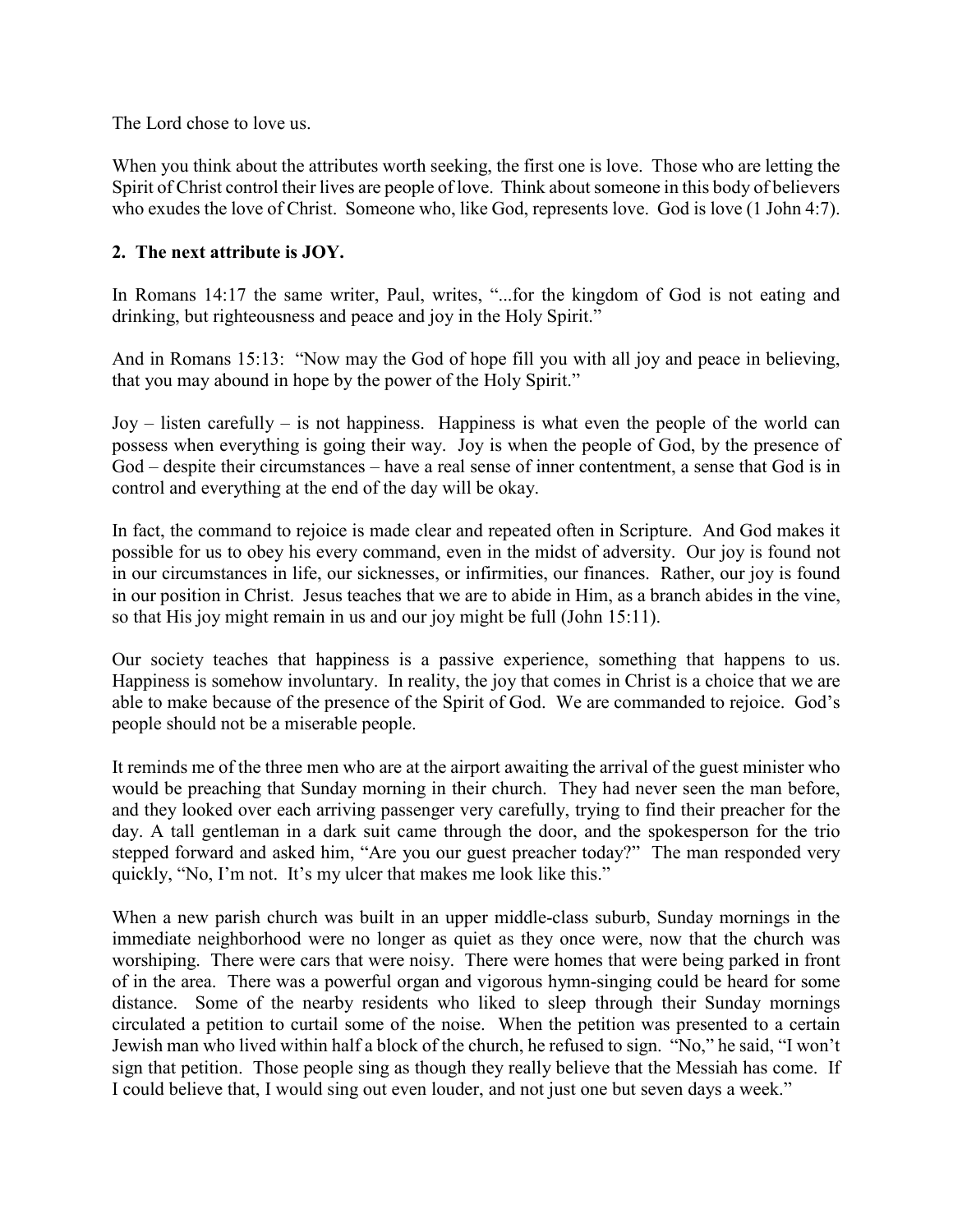The Lord chose to love us.

When you think about the attributes worth seeking, the first one is love. Those who are letting the Spirit of Christ control their lives are people of love. Think about someone in this body of believers who exudes the love of Christ. Someone who, like God, represents love. God is love (1 John 4:7).

**2. The next attribute is JOY.**

In Romans 14:17 the same writer, Paul, writes, "...for the kingdom of God is not eating and drinking, but righteousness and peace and joy in the Holy Spirit."

And in Romans 15:13: "Now may the God of hope fill you with all joy and peace in believing, that you may abound in hope by the power of the Holy Spirit."

Joy – listen carefully – is not happiness. Happiness is what even the people of the world can possess when everything is going their way. Joy is when the people of God, by the presence of God – despite their circumstances – have a real sense of inner contentment, a sense that God is in control and everything at the end of the day will be okay.

In fact, the command to rejoice is made clear and repeated often in Scripture. And God makes it possible for us to obey his every command, even in the midst of adversity. Our joy is found not in our circumstances in life, our sicknesses, or infirmities, our finances. Rather, our joy is found in our position in Christ. Jesus teaches that we are to abide in Him, as a branch abides in the vine, so that His joy might remain in us and our joy might be full (John 15:11).

Our society teaches that happiness is a passive experience, something that happens to us. Happiness is somehow involuntary. In reality, the joy that comes in Christ is a choice that we are able to make because of the presence of the Spirit of God. We are commanded to rejoice. God's people should not be a miserable people.

It reminds me of the three men who are at the airport awaiting the arrival of the guest minister who would be preaching that Sunday morning in their church. They had never seen the man before, and they looked over each arriving passenger very carefully, trying to find their preacher for the day. A tall gentleman in a dark suit came through the door, and the spokesperson for the trio stepped forward and asked him, "Are you our guest preacher today?" The man responded very quickly, "No, I'm not. It's my ulcer that makes me look like this."

When a new parish church was built in an upper middle-class suburb, Sunday mornings in the immediate neighborhood were no longer as quiet as they once were, now that the church was worshiping. There were cars that were noisy. There were homes that were being parked in front of in the area. There was a powerful organ and vigorous hymn-singing could be heard for some distance. Some of the nearby residents who liked to sleep through their Sunday mornings circulated a petition to curtail some of the noise. When the petition was presented to a certain Jewish man who lived within half a block of the church, he refused to sign. "No," he said, "I won't sign that petition. Those people sing as though they really believe that the Messiah has come. If I could believe that, I would sing out even louder, and not just one but seven days a week."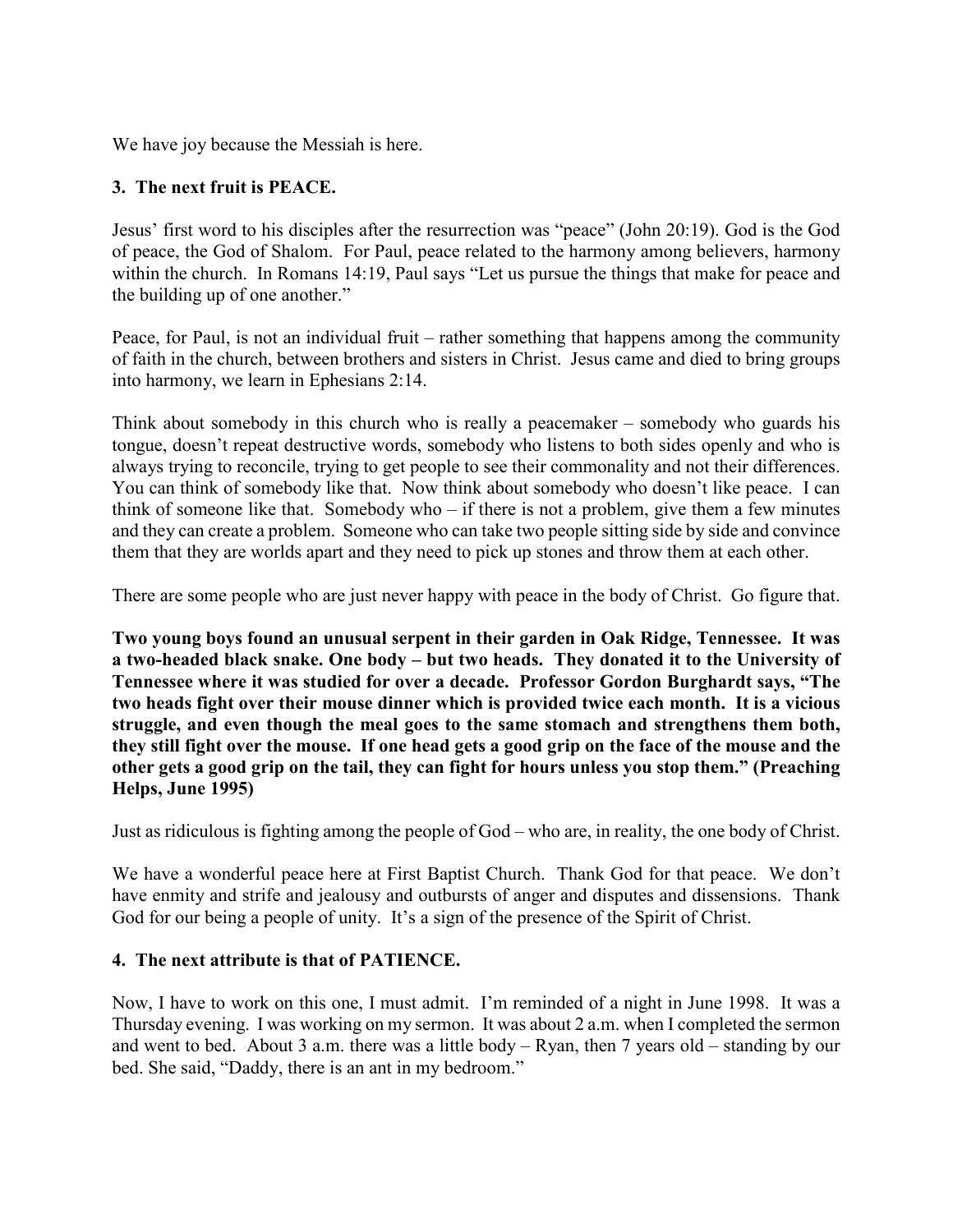We have joy because the Messiah is here.

**3. The next fruit is PEACE.**

Jesus' first word to his disciples after the resurrection was "peace" (John 20:19). God is the God of peace, the God of Shalom. For Paul, peace related to the harmony among believers, harmony within the church. In Romans 14:19, Paul says "Let us pursue the things that make for peace and the building up of one another."

Peace, for Paul, is not an individual fruit – rather something that happens among the community of faith in the church, between brothers and sisters in Christ. Jesus came and died to bring groups into harmony, we learn in Ephesians 2:14.

Think about somebody in this church who is really a peacemaker – somebody who guards his tongue, doesn't repeat destructive words, somebody who listens to both sides openly and who is always trying to reconcile, trying to get people to see their commonality and not their differences. You can think of somebody like that. Now think about somebody who doesn't like peace. I can think of someone like that. Somebody who – if there is not a problem, give them a few minutes and they can create a problem. Someone who can take two people sitting side by side and convince them that they are worlds apart and they need to pick up stones and throw them at each other.

There are some people who are just never happy with peace in the body of Christ. Go figure that.

**Two young boys found an unusual serpent in their garden in Oak Ridge, Tennessee. It was a two-headed black snake. One body – but two heads. They donated it to the University of Tennessee where it was studied for over a decade. Professor Gordon Burghardt says, "The two heads fight over their mouse dinner which is provided twice each month. It is a vicious struggle, and even though the meal goes to the same stomach and strengthens them both, they still fight over the mouse. If one head gets a good grip on the face of the mouse and the other gets a good grip on the tail, they can fight for hours unless you stop them." (Preaching Helps, June 1995)**

Just as ridiculous is fighting among the people of God – who are, in reality, the one body of Christ.

We have a wonderful peace here at First Baptist Church. Thank God for that peace. We don't have enmity and strife and jealousy and outbursts of anger and disputes and dissensions. Thank God for our being a people of unity. It's a sign of the presence of the Spirit of Christ.

**4. The next attribute is that of PATIENCE.**

Now, I have to work on this one, I must admit. I'm reminded of a night in June 1998. It was a Thursday evening. I was working on my sermon. It was about 2 a.m. when I completed the sermon and went to bed. About 3 a.m. there was a little body – Ryan, then 7 years old – standing by our bed. She said, "Daddy, there is an ant in my bedroom."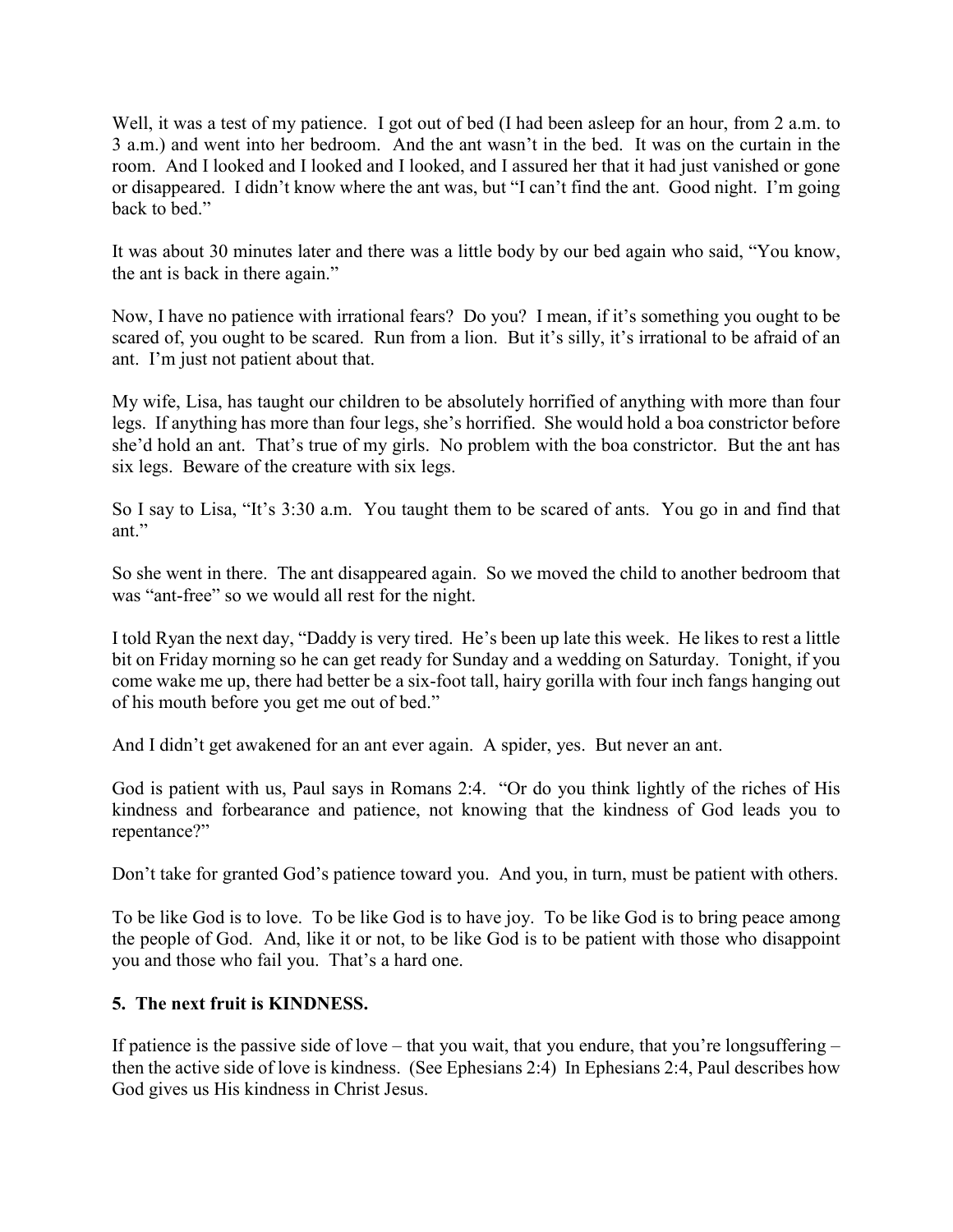Well, it was a test of my patience. I got out of bed (I had been asleep for an hour, from 2 a.m. to 3 a.m.) and went into her bedroom. And the ant wasn't in the bed. It was on the curtain in the room. And I looked and I looked and I looked, and I assured her that it had just vanished or gone or disappeared. I didn't know where the ant was, but "I can't find the ant. Good night. I'm going back to bed."

It was about 30 minutes later and there was a little body by our bed again who said, "You know, the ant is back in there again."

Now, I have no patience with irrational fears? Do you? I mean, if it's something you ought to be scared of, you ought to be scared. Run from a lion. But it's silly, it's irrational to be afraid of an ant. I'm just not patient about that.

My wife, Lisa, has taught our children to be absolutely horrified of anything with more than four legs. If anything has more than four legs, she's horrified. She would hold a boa constrictor before she'd hold an ant. That's true of my girls. No problem with the boa constrictor. But the ant has six legs. Beware of the creature with six legs.

So I say to Lisa, "It's 3:30 a.m. You taught them to be scared of ants. You go in and find that ant."

So she went in there. The ant disappeared again. So we moved the child to another bedroom that was "ant-free" so we would all rest for the night.

I told Ryan the next day, "Daddy is very tired. He's been up late this week. He likes to rest a little bit on Friday morning so he can get ready for Sunday and a wedding on Saturday. Tonight, if you come wake me up, there had better be a six-foot tall, hairy gorilla with four inch fangs hanging out of his mouth before you get me out of bed."

And I didn't get awakened for an ant ever again. A spider, yes. But never an ant.

God is patient with us, Paul says in Romans 2:4. "Or do you think lightly of the riches of His kindness and forbearance and patience, not knowing that the kindness of God leads you to repentance?"

Don't take for granted God's patience toward you. And you, in turn, must be patient with others.

To be like God is to love. To be like God is to have joy. To be like God is to bring peace among the people of God. And, like it or not, to be like God is to be patient with those who disappoint you and those who fail you. That's a hard one.

**5. The next fruit is KINDNESS.**

If patience is the passive side of love – that you wait, that you endure, that you're longsuffering – then the active side of love is kindness. (See Ephesians 2:4) In Ephesians 2:4, Paul describes how God gives us His kindness in Christ Jesus.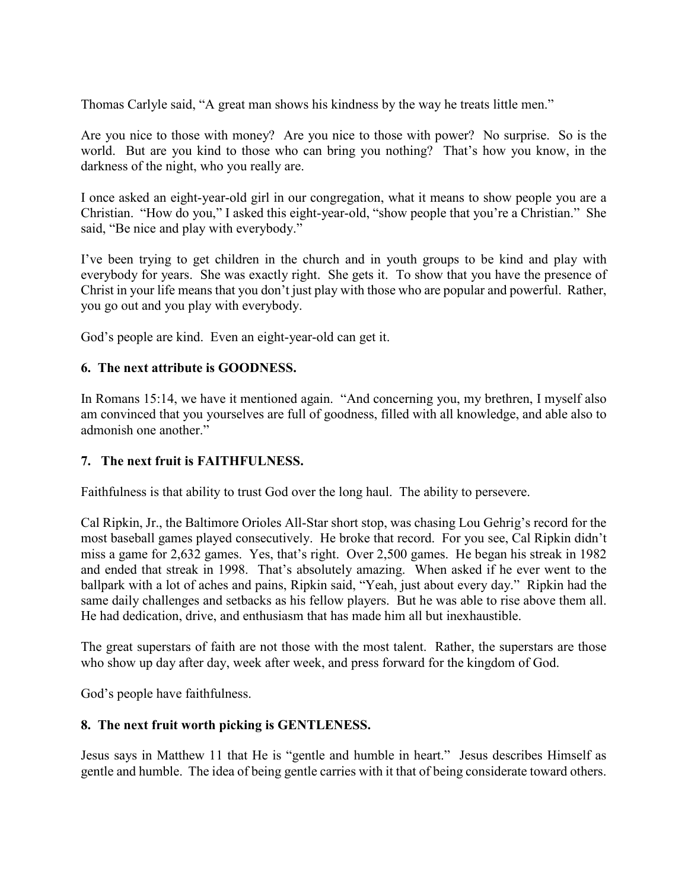Thomas Carlyle said, "A great man shows his kindness by the way he treats little men."

Are you nice to those with money? Are you nice to those with power? No surprise. So is the world. But are you kind to those who can bring you nothing? That's how you know, in the darkness of the night, who you really are.

I once asked an eight-year-old girl in our congregation, what it means to show people you are a Christian. "How do you," I asked this eight-year-old, "show people that you're a Christian." She said, "Be nice and play with everybody."

I've been trying to get children in the church and in youth groups to be kind and play with everybody for years. She was exactly right. She gets it. To show that you have the presence of Christ in your life means that you don't just play with those who are popular and powerful. Rather, you go out and you play with everybody.

God's people are kind. Even an eight-year-old can get it.

**6. The next attribute is GOODNESS.**

In Romans 15:14, we have it mentioned again. "And concerning you, my brethren, I myself also am convinced that you yourselves are full of goodness, filled with all knowledge, and able also to admonish one another."

**7. The next fruit is FAITHFULNESS.**

Faithfulness is that ability to trust God over the long haul. The ability to persevere.

Cal Ripkin, Jr., the Baltimore Orioles All-Star short stop, was chasing Lou Gehrig's record for the most baseball games played consecutively. He broke that record. For you see, Cal Ripkin didn't miss a game for 2,632 games. Yes, that's right. Over 2,500 games. He began his streak in 1982 and ended that streak in 1998. That's absolutely amazing. When asked if he ever went to the ballpark with a lot of aches and pains, Ripkin said, "Yeah, just about every day." Ripkin had the same daily challenges and setbacks as his fellow players. But he was able to rise above them all. He had dedication, drive, and enthusiasm that has made him all but inexhaustible.

The great superstars of faith are not those with the most talent. Rather, the superstars are those who show up day after day, week after week, and press forward for the kingdom of God.

God's people have faithfulness.

**8. The next fruit worth picking is GENTLENESS.**

Jesus says in Matthew 11 that He is "gentle and humble in heart." Jesus describes Himself as gentle and humble. The idea of being gentle carries with it that of being considerate toward others.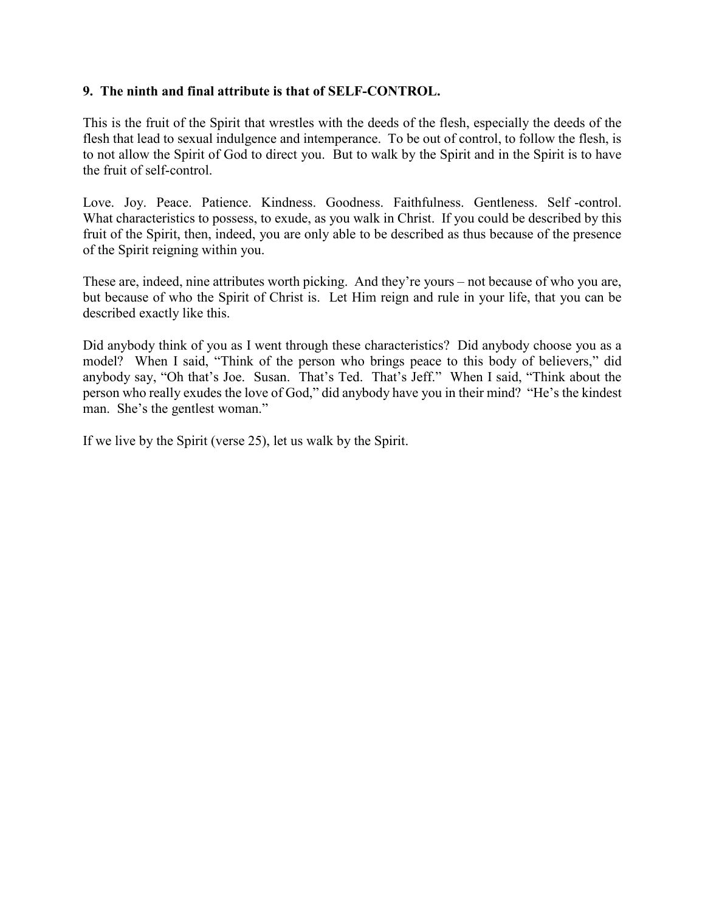**9. The ninth and final attribute is that of SELF-CONTROL.**

This is the fruit of the Spirit that wrestles with the deeds of the flesh, especially the deeds of the flesh that lead to sexual indulgence and intemperance. To be out of control, to follow the flesh, is to not allow the Spirit of God to direct you. But to walk by the Spirit and in the Spirit is to have the fruit of self-control.

Love. Joy. Peace. Patience. Kindness. Goodness. Faithfulness. Gentleness. Self -control. What characteristics to possess, to exude, as you walk in Christ. If you could be described by this fruit of the Spirit, then, indeed, you are only able to be described as thus because of the presence of the Spirit reigning within you.

These are, indeed, nine attributes worth picking. And they're yours – not because of who you are, but because of who the Spirit of Christ is. Let Him reign and rule in your life, that you can be described exactly like this.

Did anybody think of you as I went through these characteristics? Did anybody choose you as a model? When I said, "Think of the person who brings peace to this body of believers," did anybody say, "Oh that's Joe. Susan. That's Ted. That's Jeff." When I said, "Think about the person who really exudes the love of God," did anybody have you in their mind? "He's the kindest man. She's the gentlest woman."

If we live by the Spirit (verse 25), let us walk by the Spirit.